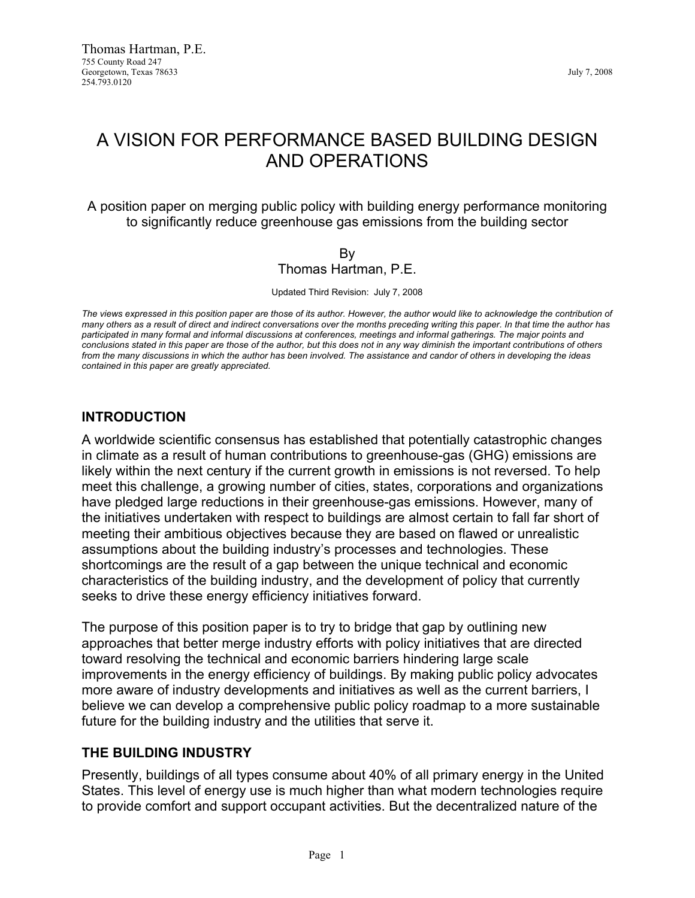Thomas Hartman, P.E.
755 County Road 247
Georgetown, Texas 78633
254.793.0120

July 7, 2008

# A VISION FOR PERFORMANCE BASED BUILDING DESIGN AND OPERATIONS

A position paper on merging public policy with building energy performance monitoring to significantly reduce greenhouse gas emissions from the building sector

By
Thomas Hartman, P.E.

Updated Third Revision: July 7, 2008

*The views expressed in this position paper are those of its author. However, the author would like to acknowledge the contribution of many others as a result of direct and indirect conversations over the months preceding writing this paper. In that time the author has participated in many formal and informal discussions at conferences, meetings and informal gatherings. The major points and conclusions stated in this paper are those of the author, but this does not in any way diminish the important contributions of others from the many discussions in which the author has been involved. The assistance and candor of others in developing the ideas contained in this paper are greatly appreciated.*

## INTRODUCTION

A worldwide scientific consensus has established that potentially catastrophic changes in climate as a result of human contributions to greenhouse-gas (GHG) emissions are likely within the next century if the current growth in emissions is not reversed. To help meet this challenge, a growing number of cities, states, corporations and organizations have pledged large reductions in their greenhouse-gas emissions. However, many of the initiatives undertaken with respect to buildings are almost certain to fall far short of meeting their ambitious objectives because they are based on flawed or unrealistic assumptions about the building industry's processes and technologies. These shortcomings are the result of a gap between the unique technical and economic characteristics of the building industry, and the development of policy that currently seeks to drive these energy efficiency initiatives forward.

The purpose of this position paper is to try to bridge that gap by outlining new approaches that better merge industry efforts with policy initiatives that are directed toward resolving the technical and economic barriers hindering large scale improvements in the energy efficiency of buildings. By making public policy advocates more aware of industry developments and initiatives as well as the current barriers, I believe we can develop a comprehensive public policy roadmap to a more sustainable future for the building industry and the utilities that serve it.

## THE BUILDING INDUSTRY

Presently, buildings of all types consume about 40% of all primary energy in the United States. This level of energy use is much higher than what modern technologies require to provide comfort and support occupant activities. But the decentralized nature of the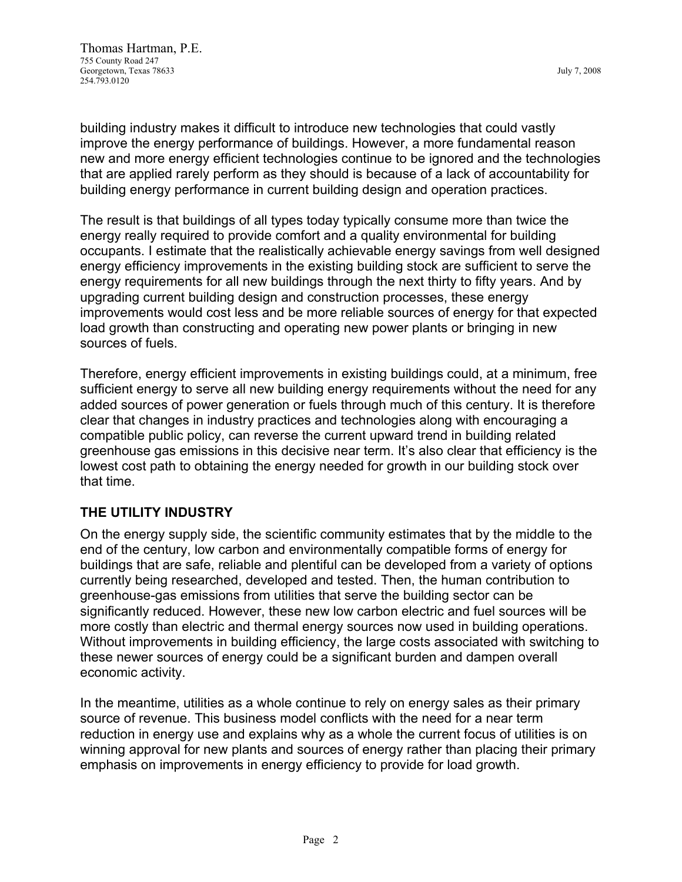building industry makes it difficult to introduce new technologies that could vastly improve the energy performance of buildings. However, a more fundamental reason new and more energy efficient technologies continue to be ignored and the technologies that are applied rarely perform as they should is because of a lack of accountability for building energy performance in current building design and operation practices.

The result is that buildings of all types today typically consume more than twice the energy really required to provide comfort and a quality environmental for building occupants. I estimate that the realistically achievable energy savings from well designed energy efficiency improvements in the existing building stock are sufficient to serve the energy requirements for all new buildings through the next thirty to fifty years. And by upgrading current building design and construction processes, these energy improvements would cost less and be more reliable sources of energy for that expected load growth than constructing and operating new power plants or bringing in new sources of fuels.

Therefore, energy efficient improvements in existing buildings could, at a minimum, free sufficient energy to serve all new building energy requirements without the need for any added sources of power generation or fuels through much of this century. It is therefore clear that changes in industry practices and technologies along with encouraging a compatible public policy, can reverse the current upward trend in building related greenhouse gas emissions in this decisive near term. It's also clear that efficiency is the lowest cost path to obtaining the energy needed for growth in our building stock over that time.

**THE UTILITY INDUSTRY**

On the energy supply side, the scientific community estimates that by the middle to the end of the century, low carbon and environmentally compatible forms of energy for buildings that are safe, reliable and plentiful can be developed from a variety of options currently being researched, developed and tested. Then, the human contribution to greenhouse-gas emissions from utilities that serve the building sector can be significantly reduced. However, these new low carbon electric and fuel sources will be more costly than electric and thermal energy sources now used in building operations. Without improvements in building efficiency, the large costs associated with switching to these newer sources of energy could be a significant burden and dampen overall economic activity.

In the meantime, utilities as a whole continue to rely on energy sales as their primary source of revenue. This business model conflicts with the need for a near term reduction in energy use and explains why as a whole the current focus of utilities is on winning approval for new plants and sources of energy rather than placing their primary emphasis on improvements in energy efficiency to provide for load growth.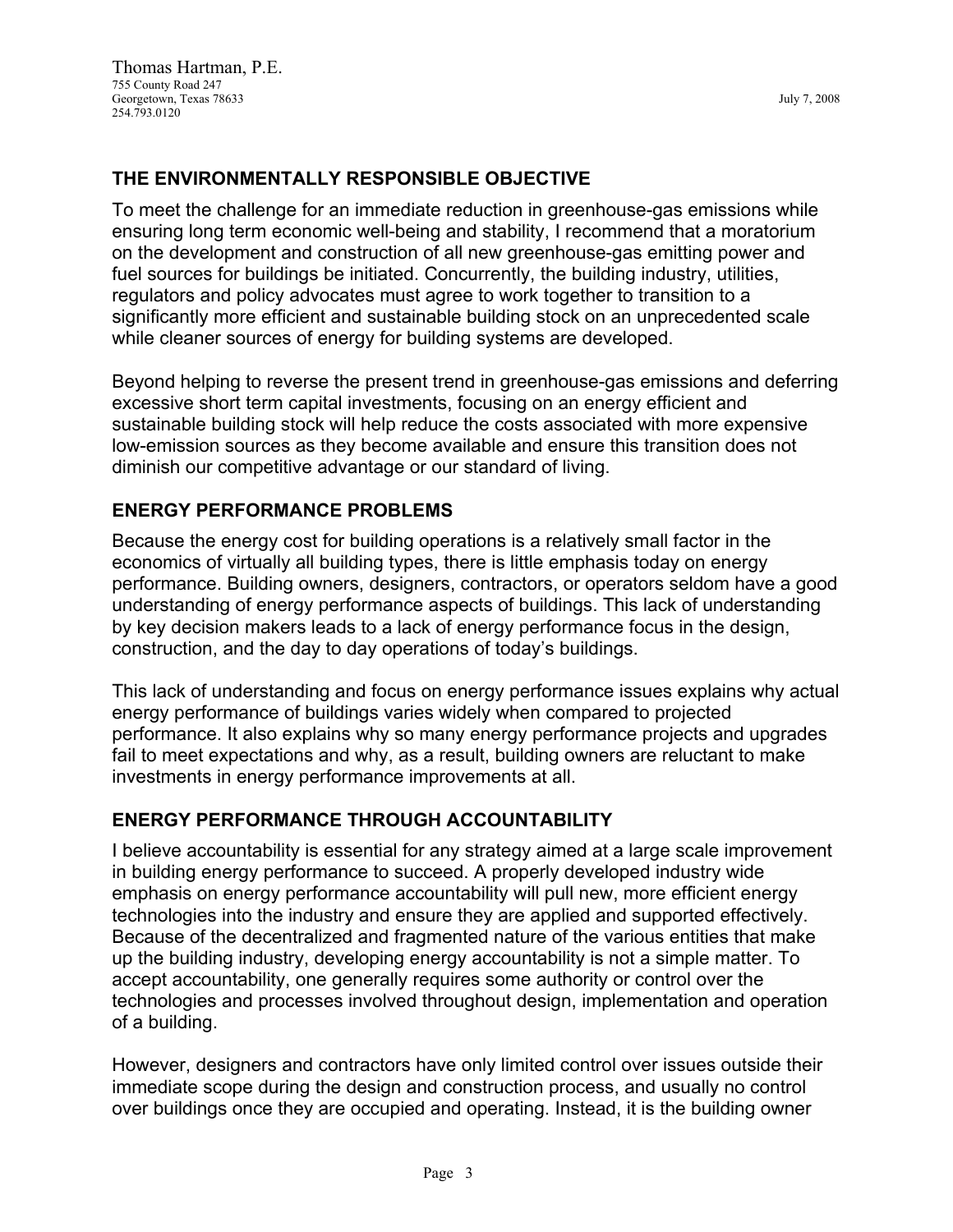Thomas Hartman, P.E.
755 County Road 247
Georgetown, Texas 78633
254.793.0120

July 7, 2008

## THE ENVIRONMENTALLY RESPONSIBLE OBJECTIVE

To meet the challenge for an immediate reduction in greenhouse-gas emissions while ensuring long term economic well-being and stability, I recommend that a moratorium on the development and construction of all new greenhouse-gas emitting power and fuel sources for buildings be initiated. Concurrently, the building industry, utilities, regulators and policy advocates must agree to work together to transition to a significantly more efficient and sustainable building stock on an unprecedented scale while cleaner sources of energy for building systems are developed.

Beyond helping to reverse the present trend in greenhouse-gas emissions and deferring excessive short term capital investments, focusing on an energy efficient and sustainable building stock will help reduce the costs associated with more expensive low-emission sources as they become available and ensure this transition does not diminish our competitive advantage or our standard of living.

## ENERGY PERFORMANCE PROBLEMS

Because the energy cost for building operations is a relatively small factor in the economics of virtually all building types, there is little emphasis today on energy performance. Building owners, designers, contractors, or operators seldom have a good understanding of energy performance aspects of buildings. This lack of understanding by key decision makers leads to a lack of energy performance focus in the design, construction, and the day to day operations of today's buildings.

This lack of understanding and focus on energy performance issues explains why actual energy performance of buildings varies widely when compared to projected performance. It also explains why so many energy performance projects and upgrades fail to meet expectations and why, as a result, building owners are reluctant to make investments in energy performance improvements at all.

## ENERGY PERFORMANCE THROUGH ACCOUNTABILITY

I believe accountability is essential for any strategy aimed at a large scale improvement in building energy performance to succeed. A properly developed industry wide emphasis on energy performance accountability will pull new, more efficient energy technologies into the industry and ensure they are applied and supported effectively. Because of the decentralized and fragmented nature of the various entities that make up the building industry, developing energy accountability is not a simple matter. To accept accountability, one generally requires some authority or control over the technologies and processes involved throughout design, implementation and operation of a building.

However, designers and contractors have only limited control over issues outside their immediate scope during the design and construction process, and usually no control over buildings once they are occupied and operating. Instead, it is the building owner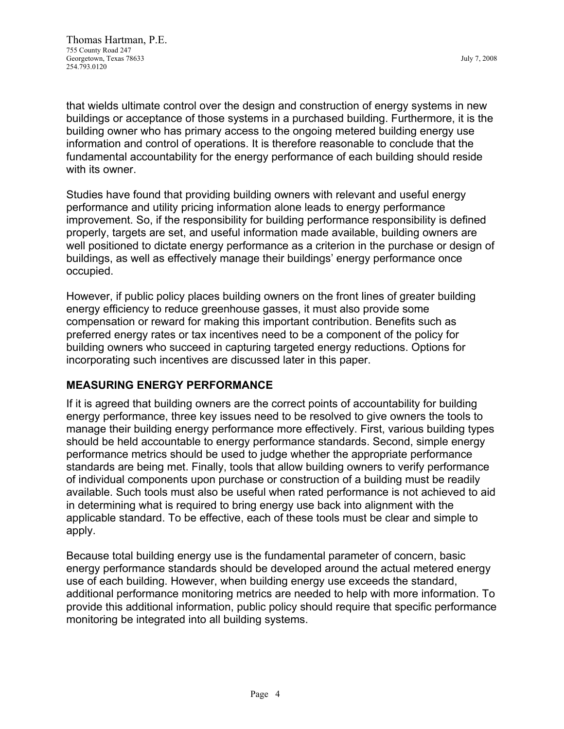that wields ultimate control over the design and construction of energy systems in new buildings or acceptance of those systems in a purchased building. Furthermore, it is the building owner who has primary access to the ongoing metered building energy use information and control of operations. It is therefore reasonable to conclude that the fundamental accountability for the energy performance of each building should reside with its owner.

Studies have found that providing building owners with relevant and useful energy performance and utility pricing information alone leads to energy performance improvement. So, if the responsibility for building performance responsibility is defined properly, targets are set, and useful information made available, building owners are well positioned to dictate energy performance as a criterion in the purchase or design of buildings, as well as effectively manage their buildings' energy performance once occupied.

However, if public policy places building owners on the front lines of greater building energy efficiency to reduce greenhouse gasses, it must also provide some compensation or reward for making this important contribution. Benefits such as preferred energy rates or tax incentives need to be a component of the policy for building owners who succeed in capturing targeted energy reductions. Options for incorporating such incentives are discussed later in this paper.

## MEASURING ENERGY PERFORMANCE

If it is agreed that building owners are the correct points of accountability for building energy performance, three key issues need to be resolved to give owners the tools to manage their building energy performance more effectively. First, various building types should be held accountable to energy performance standards. Second, simple energy performance metrics should be used to judge whether the appropriate performance standards are being met. Finally, tools that allow building owners to verify performance of individual components upon purchase or construction of a building must be readily available. Such tools must also be useful when rated performance is not achieved to aid in determining what is required to bring energy use back into alignment with the applicable standard. To be effective, each of these tools must be clear and simple to apply.

Because total building energy use is the fundamental parameter of concern, basic energy performance standards should be developed around the actual metered energy use of each building. However, when building energy use exceeds the standard, additional performance monitoring metrics are needed to help with more information. To provide this additional information, public policy should require that specific performance monitoring be integrated into all building systems.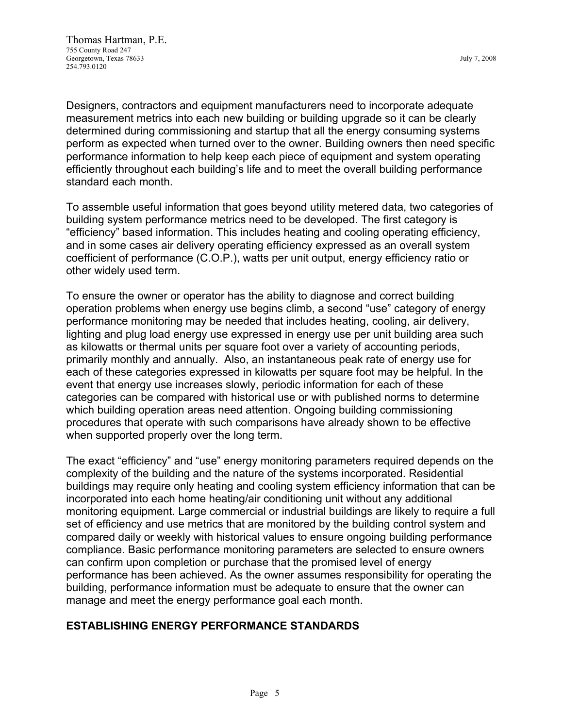Designers, contractors and equipment manufacturers need to incorporate adequate measurement metrics into each new building or building upgrade so it can be clearly determined during commissioning and startup that all the energy consuming systems perform as expected when turned over to the owner. Building owners then need specific performance information to help keep each piece of equipment and system operating efficiently throughout each building's life and to meet the overall building performance standard each month.

To assemble useful information that goes beyond utility metered data, two categories of building system performance metrics need to be developed. The first category is "efficiency" based information. This includes heating and cooling operating efficiency, and in some cases air delivery operating efficiency expressed as an overall system coefficient of performance (C.O.P.), watts per unit output, energy efficiency ratio or other widely used term.

To ensure the owner or operator has the ability to diagnose and correct building operation problems when energy use begins climb, a second "use" category of energy performance monitoring may be needed that includes heating, cooling, air delivery, lighting and plug load energy use expressed in energy use per unit building area such as kilowatts or thermal units per square foot over a variety of accounting periods, primarily monthly and annually. Also, an instantaneous peak rate of energy use for each of these categories expressed in kilowatts per square foot may be helpful. In the event that energy use increases slowly, periodic information for each of these categories can be compared with historical use or with published norms to determine which building operation areas need attention. Ongoing building commissioning procedures that operate with such comparisons have already shown to be effective when supported properly over the long term.

The exact "efficiency" and "use" energy monitoring parameters required depends on the complexity of the building and the nature of the systems incorporated. Residential buildings may require only heating and cooling system efficiency information that can be incorporated into each home heating/air conditioning unit without any additional monitoring equipment. Large commercial or industrial buildings are likely to require a full set of efficiency and use metrics that are monitored by the building control system and compared daily or weekly with historical values to ensure ongoing building performance compliance. Basic performance monitoring parameters are selected to ensure owners can confirm upon completion or purchase that the promised level of energy performance has been achieved. As the owner assumes responsibility for operating the building, performance information must be adequate to ensure that the owner can manage and meet the energy performance goal each month.

## ESTABLISHING ENERGY PERFORMANCE STANDARDS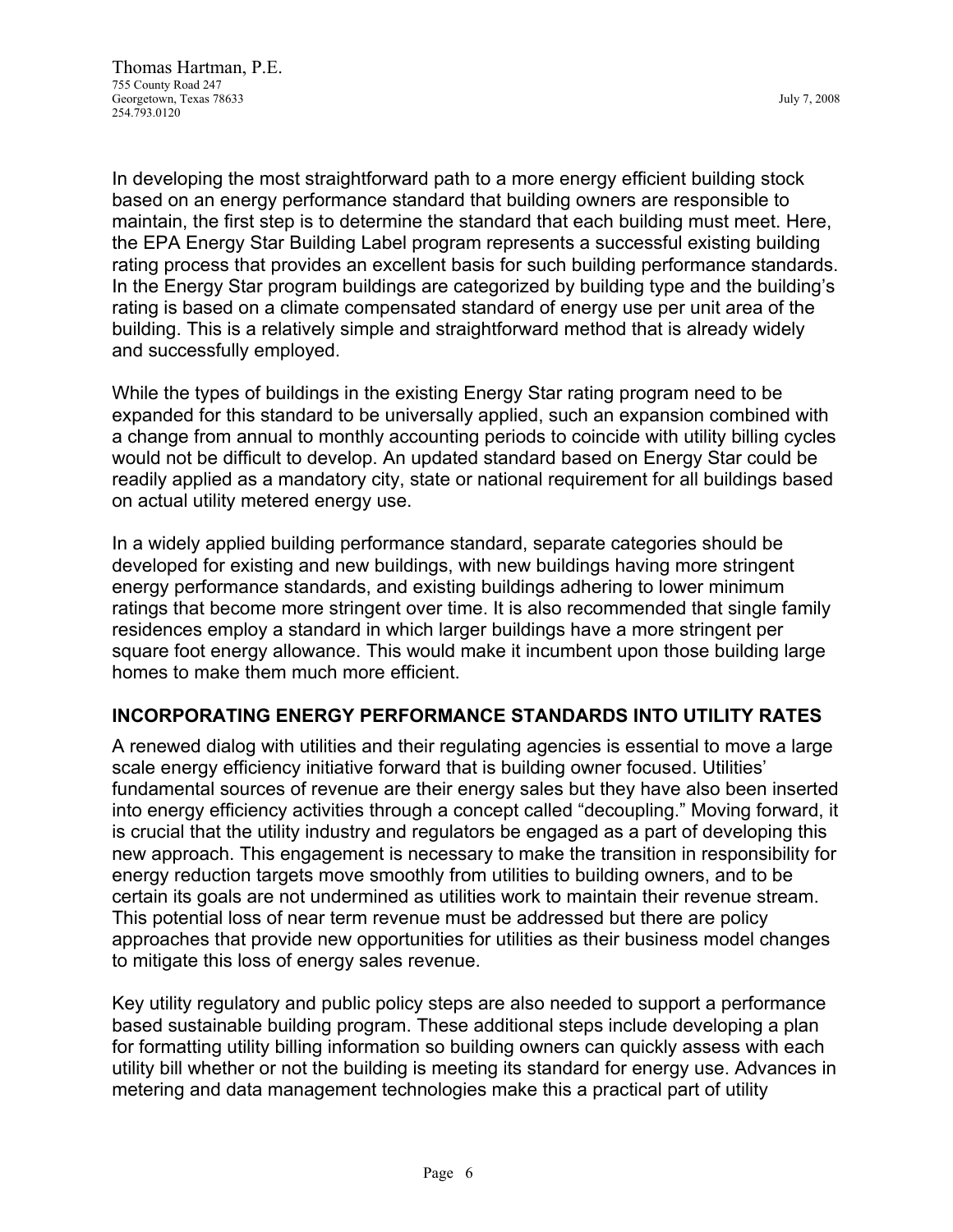In developing the most straightforward path to a more energy efficient building stock based on an energy performance standard that building owners are responsible to maintain, the first step is to determine the standard that each building must meet. Here, the EPA Energy Star Building Label program represents a successful existing building rating process that provides an excellent basis for such building performance standards. In the Energy Star program buildings are categorized by building type and the building's rating is based on a climate compensated standard of energy use per unit area of the building. This is a relatively simple and straightforward method that is already widely and successfully employed.

While the types of buildings in the existing Energy Star rating program need to be expanded for this standard to be universally applied, such an expansion combined with a change from annual to monthly accounting periods to coincide with utility billing cycles would not be difficult to develop. An updated standard based on Energy Star could be readily applied as a mandatory city, state or national requirement for all buildings based on actual utility metered energy use.

In a widely applied building performance standard, separate categories should be developed for existing and new buildings, with new buildings having more stringent energy performance standards, and existing buildings adhering to lower minimum ratings that become more stringent over time. It is also recommended that single family residences employ a standard in which larger buildings have a more stringent per square foot energy allowance. This would make it incumbent upon those building large homes to make them much more efficient.

## INCORPORATING ENERGY PERFORMANCE STANDARDS INTO UTILITY RATES

A renewed dialog with utilities and their regulating agencies is essential to move a large scale energy efficiency initiative forward that is building owner focused. Utilities' fundamental sources of revenue are their energy sales but they have also been inserted into energy efficiency activities through a concept called "decoupling." Moving forward, it is crucial that the utility industry and regulators be engaged as a part of developing this new approach. This engagement is necessary to make the transition in responsibility for energy reduction targets move smoothly from utilities to building owners, and to be certain its goals are not undermined as utilities work to maintain their revenue stream. This potential loss of near term revenue must be addressed but there are policy approaches that provide new opportunities for utilities as their business model changes to mitigate this loss of energy sales revenue.

Key utility regulatory and public policy steps are also needed to support a performance based sustainable building program. These additional steps include developing a plan for formatting utility billing information so building owners can quickly assess with each utility bill whether or not the building is meeting its standard for energy use. Advances in metering and data management technologies make this a practical part of utility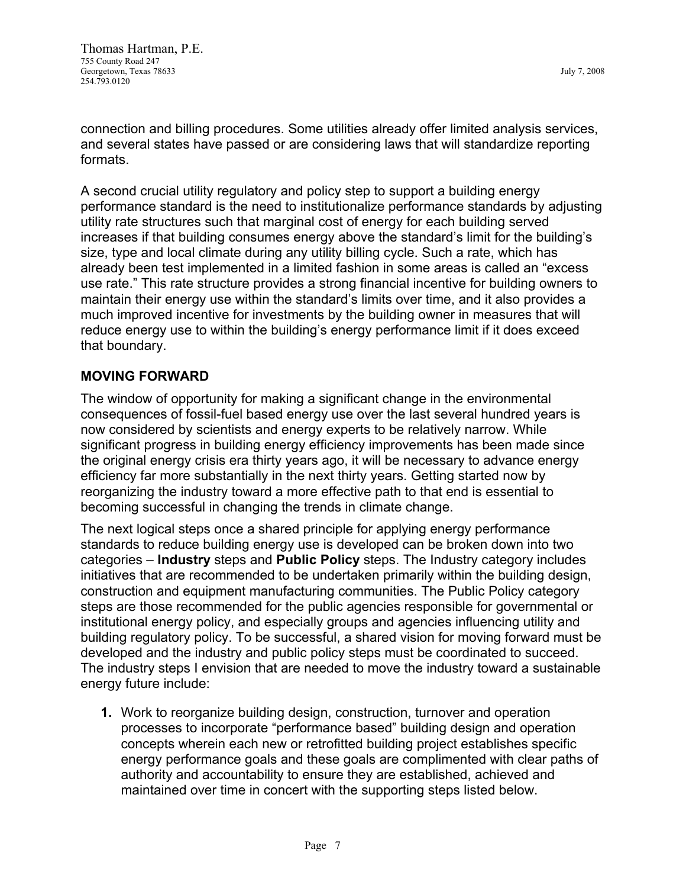connection and billing procedures. Some utilities already offer limited analysis services, and several states have passed or are considering laws that will standardize reporting formats.

A second crucial utility regulatory and policy step to support a building energy performance standard is the need to institutionalize performance standards by adjusting utility rate structures such that marginal cost of energy for each building served increases if that building consumes energy above the standard's limit for the building's size, type and local climate during any utility billing cycle. Such a rate, which has already been test implemented in a limited fashion in some areas is called an "excess use rate." This rate structure provides a strong financial incentive for building owners to maintain their energy use within the standard's limits over time, and it also provides a much improved incentive for investments by the building owner in measures that will reduce energy use to within the building's energy performance limit if it does exceed that boundary.

## MOVING FORWARD

The window of opportunity for making a significant change in the environmental consequences of fossil-fuel based energy use over the last several hundred years is now considered by scientists and energy experts to be relatively narrow. While significant progress in building energy efficiency improvements has been made since the original energy crisis era thirty years ago, it will be necessary to advance energy efficiency far more substantially in the next thirty years. Getting started now by reorganizing the industry toward a more effective path to that end is essential to becoming successful in changing the trends in climate change.

The next logical steps once a shared principle for applying energy performance standards to reduce building energy use is developed can be broken down into two categories – **Industry** steps and **Public Policy** steps. The Industry category includes initiatives that are recommended to be undertaken primarily within the building design, construction and equipment manufacturing communities. The Public Policy category steps are those recommended for the public agencies responsible for governmental or institutional energy policy, and especially groups and agencies influencing utility and building regulatory policy. To be successful, a shared vision for moving forward must be developed and the industry and public policy steps must be coordinated to succeed. The industry steps I envision that are needed to move the industry toward a sustainable energy future include:

1. Work to reorganize building design, construction, turnover and operation processes to incorporate "performance based" building design and operation concepts wherein each new or retrofitted building project establishes specific energy performance goals and these goals are complimented with clear paths of authority and accountability to ensure they are established, achieved and maintained over time in concert with the supporting steps listed below.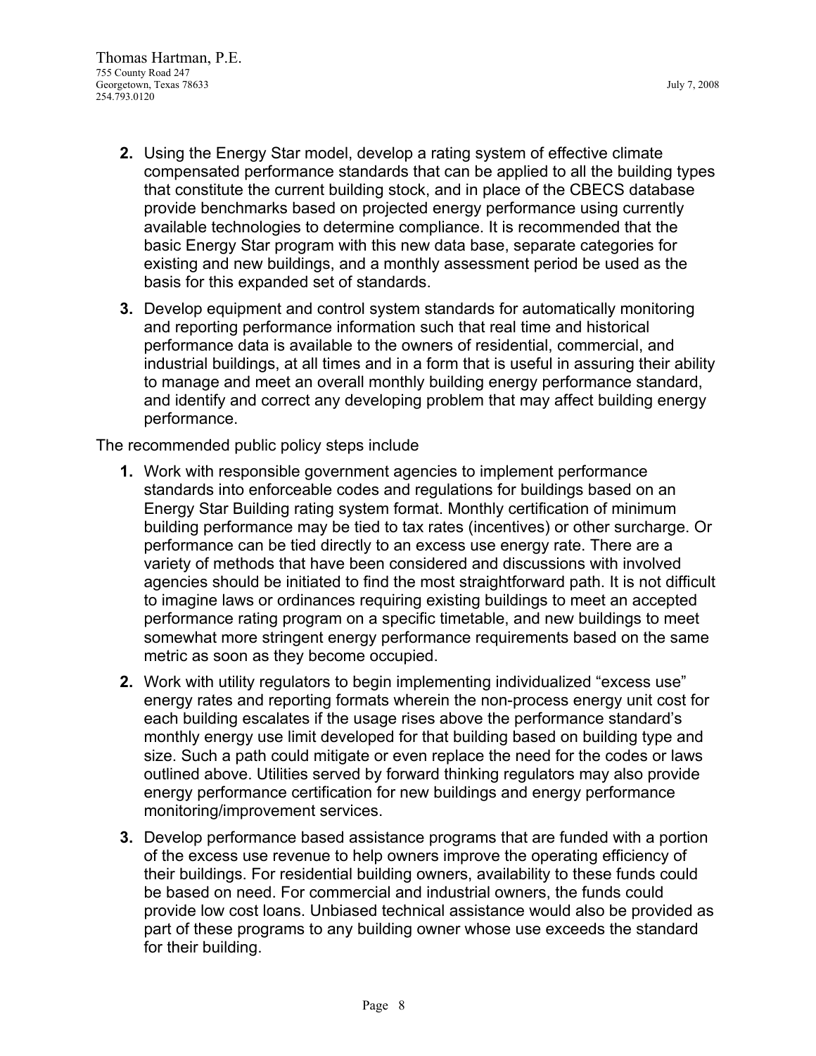2. Using the Energy Star model, develop a rating system of effective climate compensated performance standards that can be applied to all the building types that constitute the current building stock, and in place of the CBECS database provide benchmarks based on projected energy performance using currently available technologies to determine compliance. It is recommended that the basic Energy Star program with this new data base, separate categories for existing and new buildings, and a monthly assessment period be used as the basis for this expanded set of standards.
3. Develop equipment and control system standards for automatically monitoring and reporting performance information such that real time and historical performance data is available to the owners of residential, commercial, and industrial buildings, at all times and in a form that is useful in assuring their ability to manage and meet an overall monthly building energy performance standard, and identify and correct any developing problem that may affect building energy performance.

The recommended public policy steps include

1. Work with responsible government agencies to implement performance standards into enforceable codes and regulations for buildings based on an Energy Star Building rating system format. Monthly certification of minimum building performance may be tied to tax rates (incentives) or other surcharge. Or performance can be tied directly to an excess use energy rate. There are a variety of methods that have been considered and discussions with involved agencies should be initiated to find the most straightforward path. It is not difficult to imagine laws or ordinances requiring existing buildings to meet an accepted performance rating program on a specific timetable, and new buildings to meet somewhat more stringent energy performance requirements based on the same metric as soon as they become occupied.
2. Work with utility regulators to begin implementing individualized "excess use" energy rates and reporting formats wherein the non-process energy unit cost for each building escalates if the usage rises above the performance standard's monthly energy use limit developed for that building based on building type and size. Such a path could mitigate or even replace the need for the codes or laws outlined above. Utilities served by forward thinking regulators may also provide energy performance certification for new buildings and energy performance monitoring/improvement services.
3. Develop performance based assistance programs that are funded with a portion of the excess use revenue to help owners improve the operating efficiency of their buildings. For residential building owners, availability to these funds could be based on need. For commercial and industrial owners, the funds could provide low cost loans. Unbiased technical assistance would also be provided as part of these programs to any building owner whose use exceeds the standard for their building.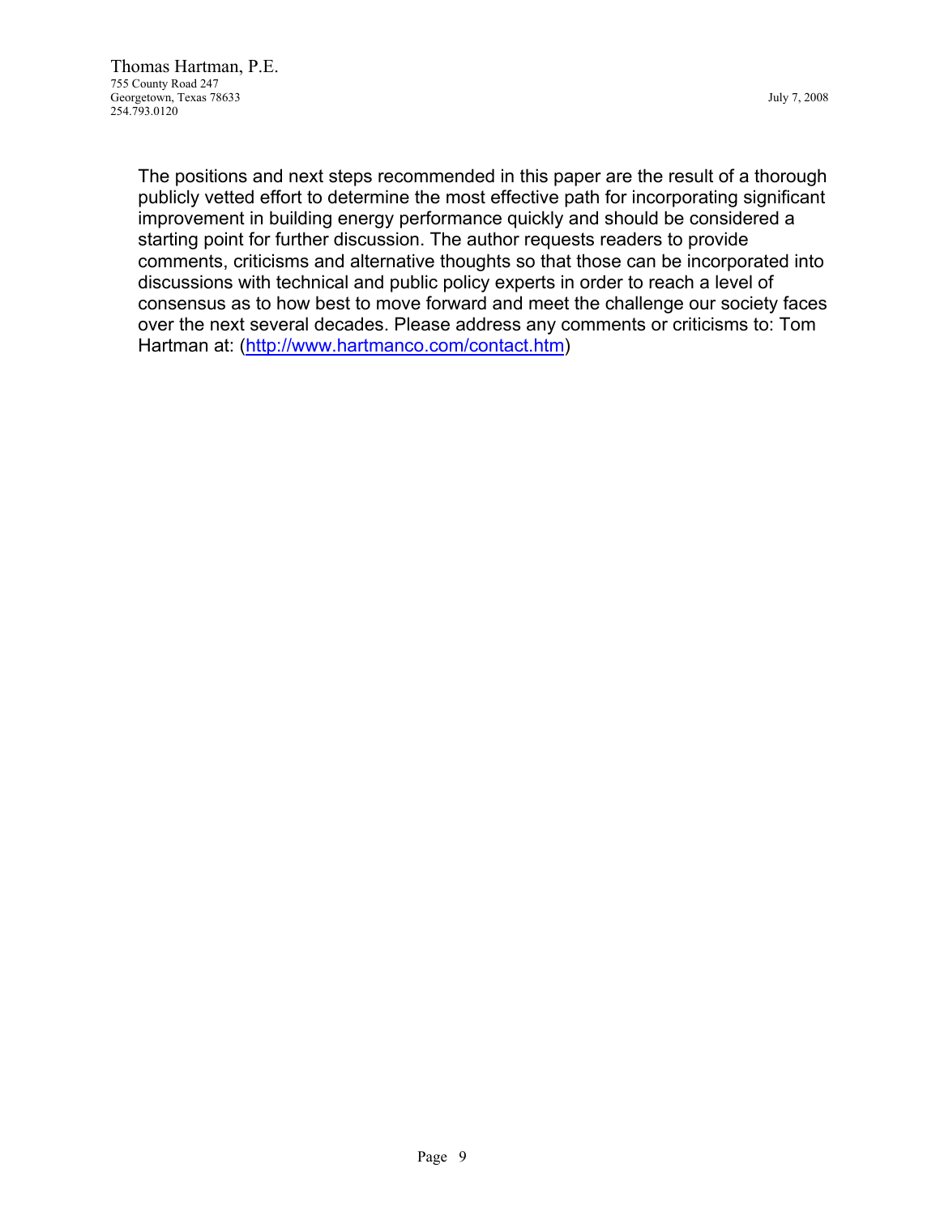The positions and next steps recommended in this paper are the result of a thorough publicly vetted effort to determine the most effective path for incorporating significant improvement in building energy performance quickly and should be considered a starting point for further discussion. The author requests readers to provide comments, criticisms and alternative thoughts so that those can be incorporated into discussions with technical and public policy experts in order to reach a level of consensus as to how best to move forward and meet the challenge our society faces over the next several decades. Please address any comments or criticisms to: Tom Hartman at: (http://www.hartmanco.com/contact.htm)